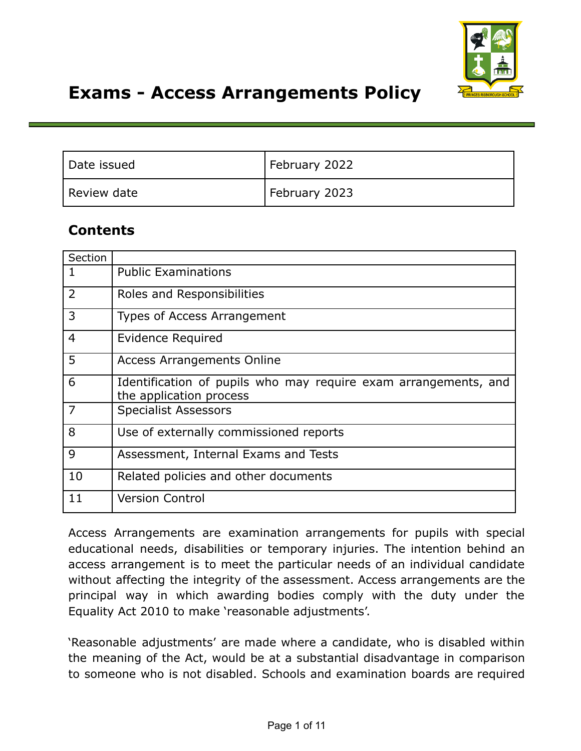# Exams - Access Arrangements Policy

| Date issued | February 2022 |
|---|---|
| Review date | February 2023 |

## Contents

| Section | |
|---|---|
| 1 | Public Examinations |
| 2 | Roles and Responsibilities |
| 3 | Types of Access Arrangement |
| 4 | Evidence Required |
| 5 | Access Arrangements Online |
| 6 | Identification of pupils who may require exam arrangements, and the application process |
| 7 | Specialist Assessors |
| 8 | Use of externally commissioned reports |
| 9 | Assessment, Internal Exams and Tests |
| 10 | Related policies and other documents |
| 11 | Version Control |

Access Arrangements are examination arrangements for pupils with special educational needs, disabilities or temporary injuries. The intention behind an access arrangement is to meet the particular needs of an individual candidate without affecting the integrity of the assessment. Access arrangements are the principal way in which awarding bodies comply with the duty under the Equality Act 2010 to make 'reasonable adjustments'.

'Reasonable adjustments' are made where a candidate, who is disabled within the meaning of the Act, would be at a substantial disadvantage in comparison to someone who is not disabled. Schools and examination boards are required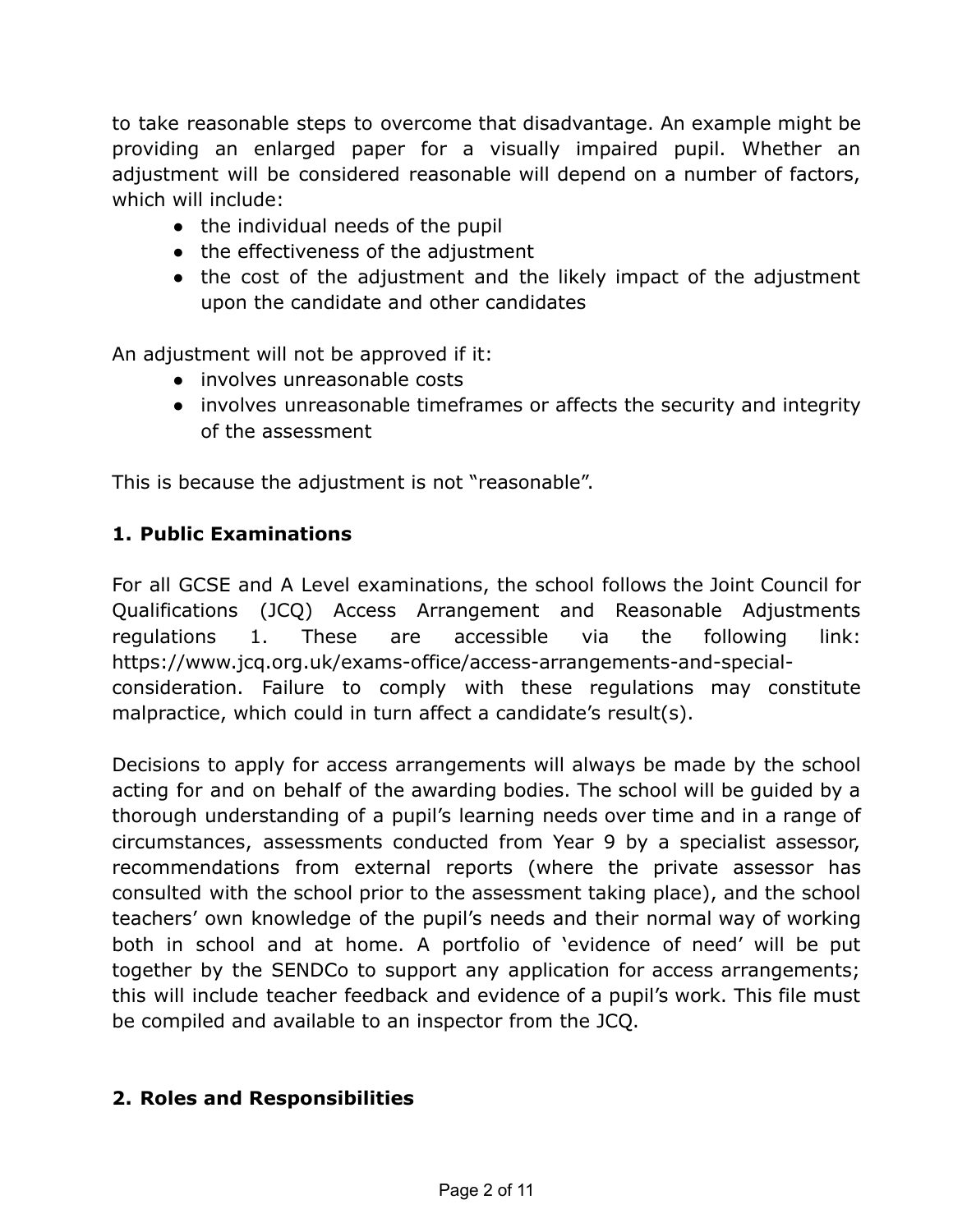to take reasonable steps to overcome that disadvantage. An example might be providing an enlarged paper for a visually impaired pupil. Whether an adjustment will be considered reasonable will depend on a number of factors, which will include:

- the individual needs of the pupil
- the effectiveness of the adjustment
- the cost of the adjustment and the likely impact of the adjustment upon the candidate and other candidates

An adjustment will not be approved if it:

- involves unreasonable costs
- involves unreasonable timeframes or affects the security and integrity of the assessment

This is because the adjustment is not "reasonable".

## 1. Public Examinations

For all GCSE and A Level examinations, the school follows the Joint Council for Qualifications (JCQ) Access Arrangement and Reasonable Adjustments regulations 1. These are accessible via the following link: https://www.jcq.org.uk/exams-office/access-arrangements-and-special-consideration. Failure to comply with these regulations may constitute malpractice, which could in turn affect a candidate's result(s).

Decisions to apply for access arrangements will always be made by the school acting for and on behalf of the awarding bodies. The school will be guided by a thorough understanding of a pupil's learning needs over time and in a range of circumstances, assessments conducted from Year 9 by a specialist assessor, recommendations from external reports (where the private assessor has consulted with the school prior to the assessment taking place), and the school teachers' own knowledge of the pupil's needs and their normal way of working both in school and at home. A portfolio of 'evidence of need' will be put together by the SENDCo to support any application for access arrangements; this will include teacher feedback and evidence of a pupil's work. This file must be compiled and available to an inspector from the JCQ.

## 2. Roles and Responsibilities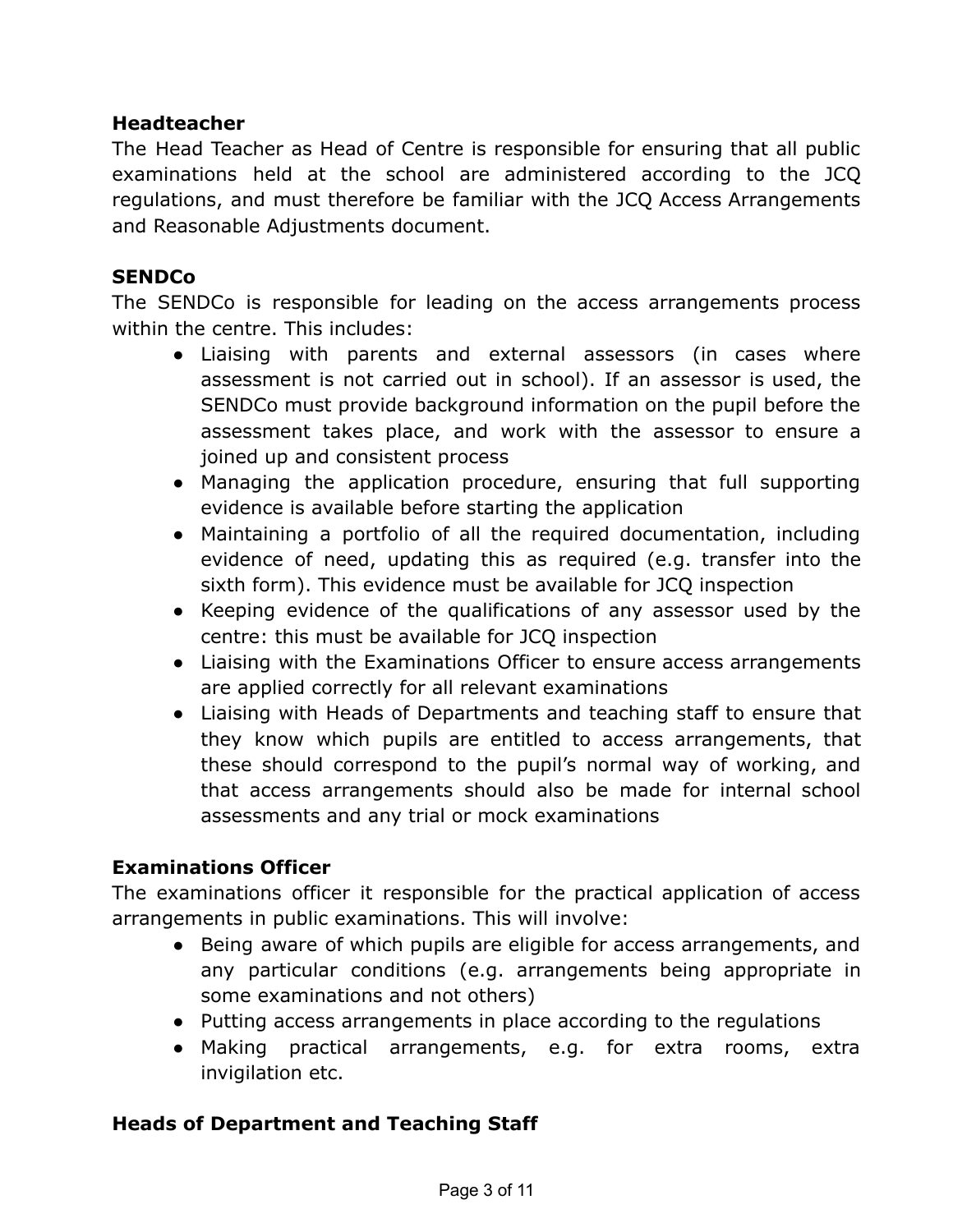**Headteacher**

The Head Teacher as Head of Centre is responsible for ensuring that all public examinations held at the school are administered according to the JCQ regulations, and must therefore be familiar with the JCQ Access Arrangements and Reasonable Adjustments document.

**SENDCo**

The SENDCo is responsible for leading on the access arrangements process within the centre. This includes:

- Liaising with parents and external assessors (in cases where assessment is not carried out in school). If an assessor is used, the SENDCo must provide background information on the pupil before the assessment takes place, and work with the assessor to ensure a joined up and consistent process
- Managing the application procedure, ensuring that full supporting evidence is available before starting the application
- Maintaining a portfolio of all the required documentation, including evidence of need, updating this as required (e.g. transfer into the sixth form). This evidence must be available for JCQ inspection
- Keeping evidence of the qualifications of any assessor used by the centre: this must be available for JCQ inspection
- Liaising with the Examinations Officer to ensure access arrangements are applied correctly for all relevant examinations
- Liaising with Heads of Departments and teaching staff to ensure that they know which pupils are entitled to access arrangements, that these should correspond to the pupil's normal way of working, and that access arrangements should also be made for internal school assessments and any trial or mock examinations

**Examinations Officer**

The examinations officer it responsible for the practical application of access arrangements in public examinations. This will involve:

- Being aware of which pupils are eligible for access arrangements, and any particular conditions (e.g. arrangements being appropriate in some examinations and not others)
- Putting access arrangements in place according to the regulations
- Making practical arrangements, e.g. for extra rooms, extra invigilation etc.

**Heads of Department and Teaching Staff**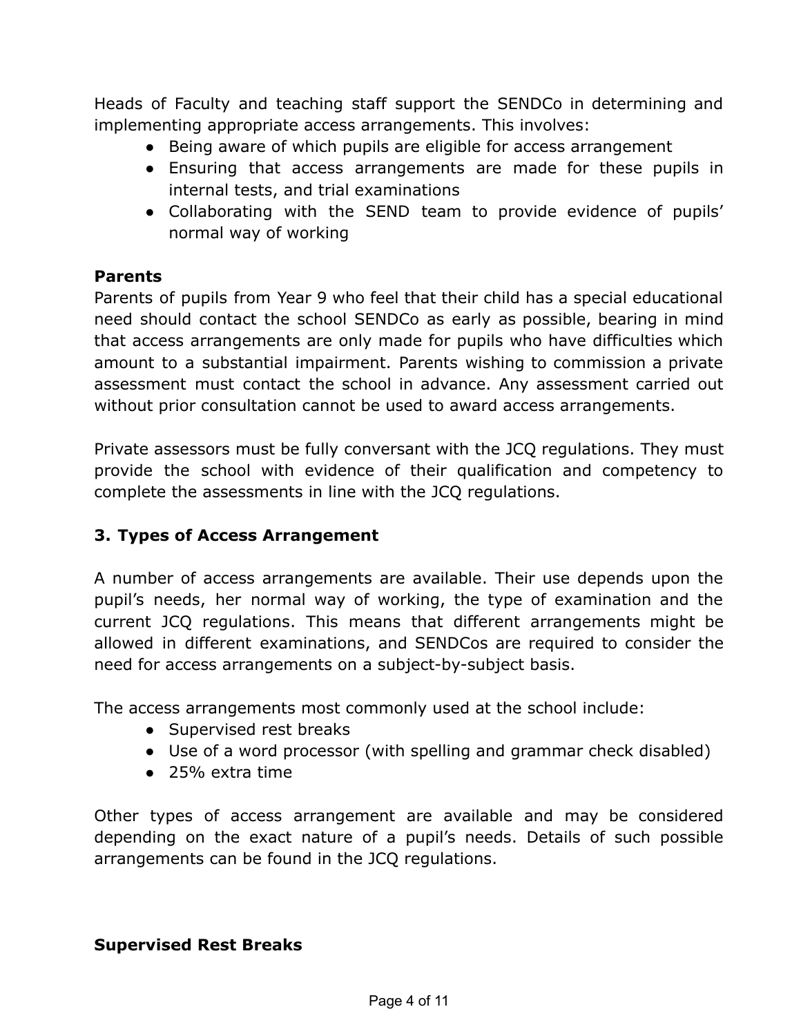Heads of Faculty and teaching staff support the SENDCo in determining and implementing appropriate access arrangements. This involves:

- Being aware of which pupils are eligible for access arrangement
- Ensuring that access arrangements are made for these pupils in internal tests, and trial examinations
- Collaborating with the SEND team to provide evidence of pupils' normal way of working

**Parents**

Parents of pupils from Year 9 who feel that their child has a special educational need should contact the school SENDCo as early as possible, bearing in mind that access arrangements are only made for pupils who have difficulties which amount to a substantial impairment. Parents wishing to commission a private assessment must contact the school in advance. Any assessment carried out without prior consultation cannot be used to award access arrangements.

Private assessors must be fully conversant with the JCQ regulations. They must provide the school with evidence of their qualification and competency to complete the assessments in line with the JCQ regulations.

## 3. Types of Access Arrangement

A number of access arrangements are available. Their use depends upon the pupil's needs, her normal way of working, the type of examination and the current JCQ regulations. This means that different arrangements might be allowed in different examinations, and SENDCos are required to consider the need for access arrangements on a subject-by-subject basis.

The access arrangements most commonly used at the school include:

- Supervised rest breaks
- Use of a word processor (with spelling and grammar check disabled)
- 25% extra time

Other types of access arrangement are available and may be considered depending on the exact nature of a pupil's needs. Details of such possible arrangements can be found in the JCQ regulations.

**Supervised Rest Breaks**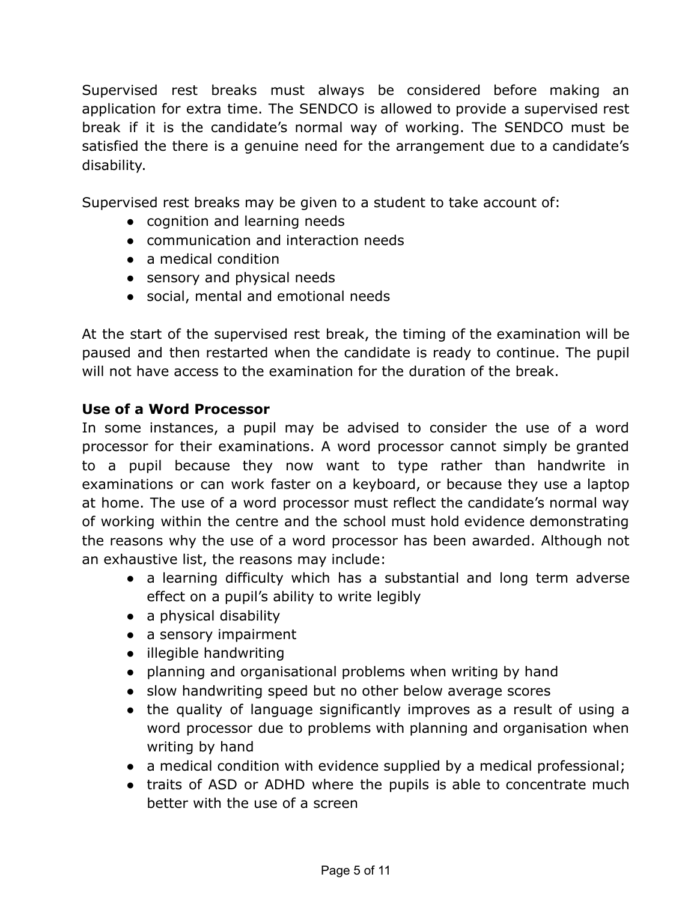Supervised rest breaks must always be considered before making an application for extra time. The SENDCO is allowed to provide a supervised rest break if it is the candidate's normal way of working. The SENDCO must be satisfied the there is a genuine need for the arrangement due to a candidate's disability.

Supervised rest breaks may be given to a student to take account of:

- cognition and learning needs
- communication and interaction needs
- a medical condition
- sensory and physical needs
- social, mental and emotional needs

At the start of the supervised rest break, the timing of the examination will be paused and then restarted when the candidate is ready to continue. The pupil will not have access to the examination for the duration of the break.

**Use of a Word Processor**

In some instances, a pupil may be advised to consider the use of a word processor for their examinations. A word processor cannot simply be granted to a pupil because they now want to type rather than handwrite in examinations or can work faster on a keyboard, or because they use a laptop at home. The use of a word processor must reflect the candidate's normal way of working within the centre and the school must hold evidence demonstrating the reasons why the use of a word processor has been awarded. Although not an exhaustive list, the reasons may include:

- a learning difficulty which has a substantial and long term adverse effect on a pupil's ability to write legibly
- a physical disability
- a sensory impairment
- illegible handwriting
- planning and organisational problems when writing by hand
- slow handwriting speed but no other below average scores
- the quality of language significantly improves as a result of using a word processor due to problems with planning and organisation when writing by hand
- a medical condition with evidence supplied by a medical professional;
- traits of ASD or ADHD where the pupils is able to concentrate much better with the use of a screen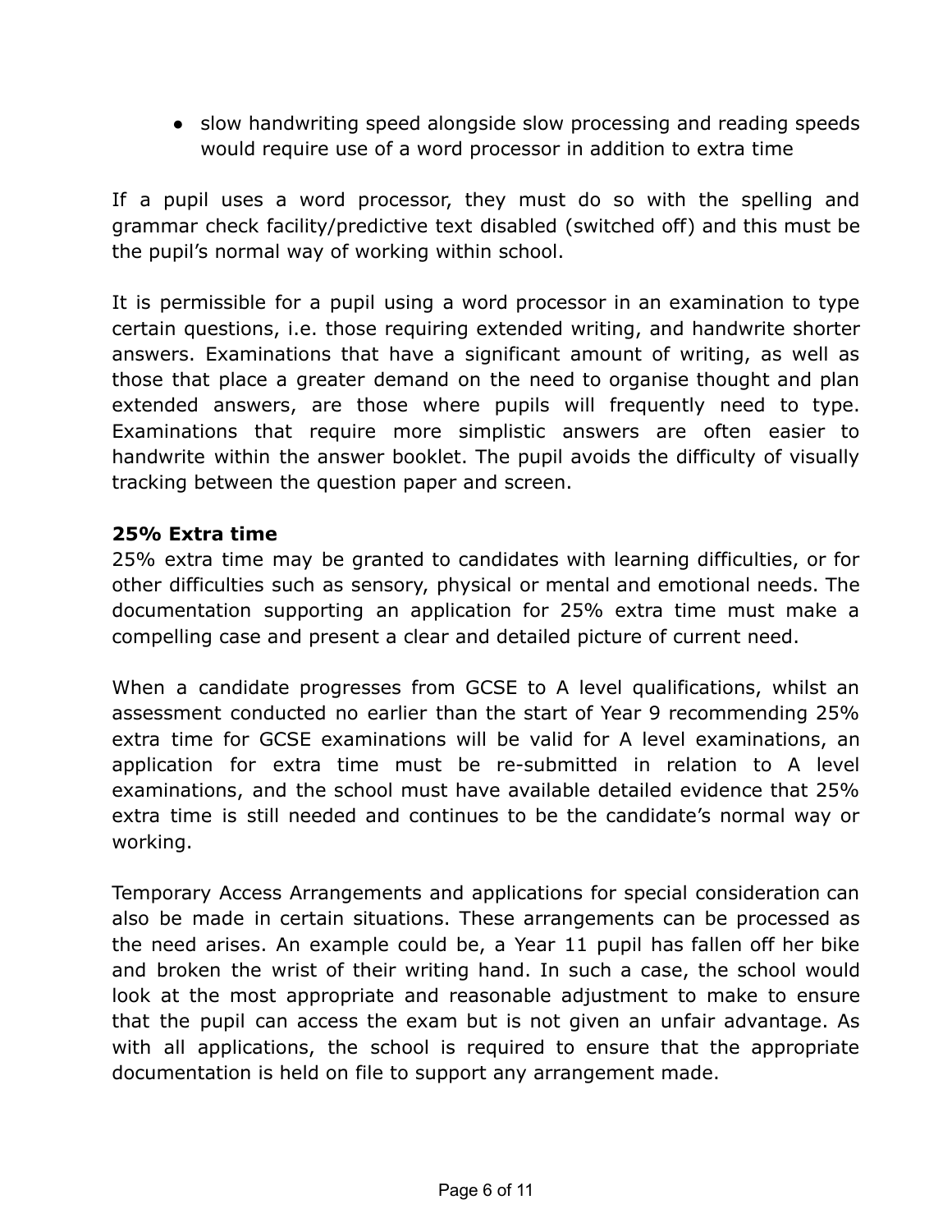- slow handwriting speed alongside slow processing and reading speeds would require use of a word processor in addition to extra time

If a pupil uses a word processor, they must do so with the spelling and grammar check facility/predictive text disabled (switched off) and this must be the pupil's normal way of working within school.

It is permissible for a pupil using a word processor in an examination to type certain questions, i.e. those requiring extended writing, and handwrite shorter answers. Examinations that have a significant amount of writing, as well as those that place a greater demand on the need to organise thought and plan extended answers, are those where pupils will frequently need to type. Examinations that require more simplistic answers are often easier to handwrite within the answer booklet. The pupil avoids the difficulty of visually tracking between the question paper and screen.

**25% Extra time**

25% extra time may be granted to candidates with learning difficulties, or for other difficulties such as sensory, physical or mental and emotional needs. The documentation supporting an application for 25% extra time must make a compelling case and present a clear and detailed picture of current need.

When a candidate progresses from GCSE to A level qualifications, whilst an assessment conducted no earlier than the start of Year 9 recommending 25% extra time for GCSE examinations will be valid for A level examinations, an application for extra time must be re-submitted in relation to A level examinations, and the school must have available detailed evidence that 25% extra time is still needed and continues to be the candidate's normal way or working.

Temporary Access Arrangements and applications for special consideration can also be made in certain situations. These arrangements can be processed as the need arises. An example could be, a Year 11 pupil has fallen off her bike and broken the wrist of their writing hand. In such a case, the school would look at the most appropriate and reasonable adjustment to make to ensure that the pupil can access the exam but is not given an unfair advantage. As with all applications, the school is required to ensure that the appropriate documentation is held on file to support any arrangement made.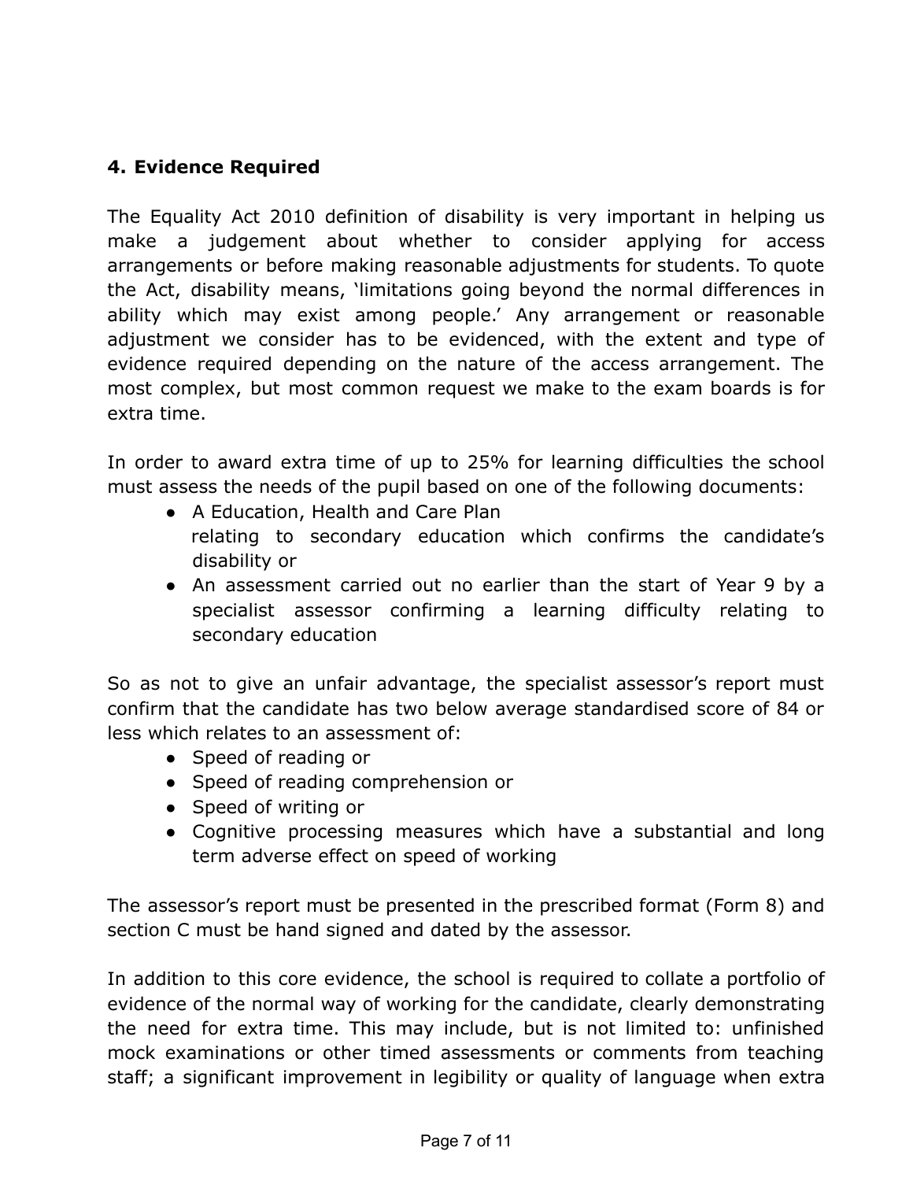### 4. Evidence Required

The Equality Act 2010 definition of disability is very important in helping us make a judgement about whether to consider applying for access arrangements or before making reasonable adjustments for students. To quote the Act, disability means, 'limitations going beyond the normal differences in ability which may exist among people.' Any arrangement or reasonable adjustment we consider has to be evidenced, with the extent and type of evidence required depending on the nature of the access arrangement. The most complex, but most common request we make to the exam boards is for extra time.

In order to award extra time of up to 25% for learning difficulties the school must assess the needs of the pupil based on one of the following documents:

- A Education, Health and Care Plan relating to secondary education which confirms the candidate's disability or
- An assessment carried out no earlier than the start of Year 9 by a specialist assessor confirming a learning difficulty relating to secondary education

So as not to give an unfair advantage, the specialist assessor's report must confirm that the candidate has two below average standardised score of 84 or less which relates to an assessment of:

- Speed of reading or
- Speed of reading comprehension or
- Speed of writing or
- Cognitive processing measures which have a substantial and long term adverse effect on speed of working

The assessor's report must be presented in the prescribed format (Form 8) and section C must be hand signed and dated by the assessor.

In addition to this core evidence, the school is required to collate a portfolio of evidence of the normal way of working for the candidate, clearly demonstrating the need for extra time. This may include, but is not limited to: unfinished mock examinations or other timed assessments or comments from teaching staff; a significant improvement in legibility or quality of language when extra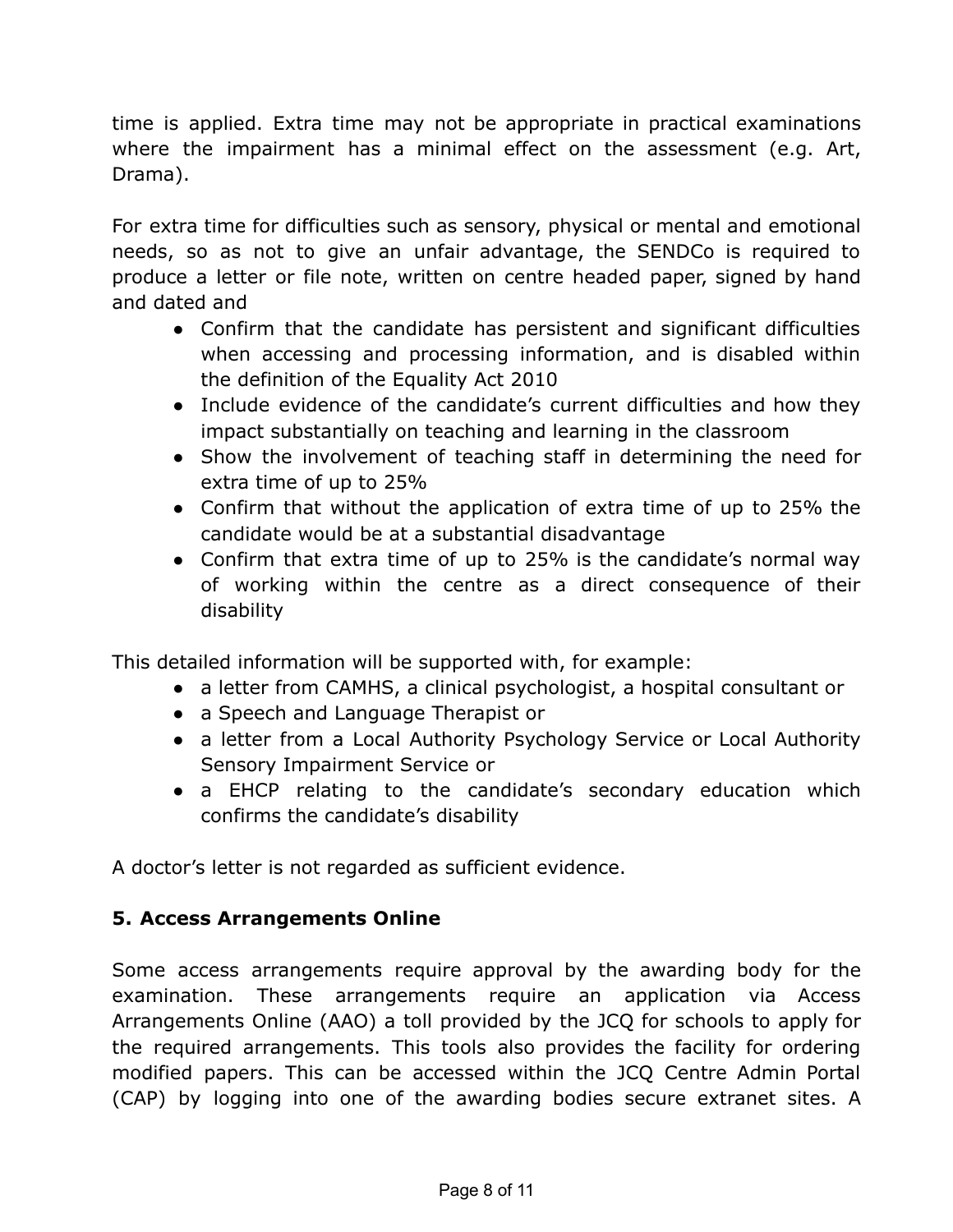time is applied. Extra time may not be appropriate in practical examinations where the impairment has a minimal effect on the assessment (e.g. Art, Drama).

For extra time for difficulties such as sensory, physical or mental and emotional needs, so as not to give an unfair advantage, the SENDCo is required to produce a letter or file note, written on centre headed paper, signed by hand and dated and

- Confirm that the candidate has persistent and significant difficulties when accessing and processing information, and is disabled within the definition of the Equality Act 2010
- Include evidence of the candidate's current difficulties and how they impact substantially on teaching and learning in the classroom
- Show the involvement of teaching staff in determining the need for extra time of up to 25%
- Confirm that without the application of extra time of up to 25% the candidate would be at a substantial disadvantage
- Confirm that extra time of up to 25% is the candidate's normal way of working within the centre as a direct consequence of their disability

This detailed information will be supported with, for example:

- a letter from CAMHS, a clinical psychologist, a hospital consultant or
- a Speech and Language Therapist or
- a letter from a Local Authority Psychology Service or Local Authority Sensory Impairment Service or
- a EHCP relating to the candidate's secondary education which confirms the candidate's disability

A doctor's letter is not regarded as sufficient evidence.

## 5. Access Arrangements Online

Some access arrangements require approval by the awarding body for the examination. These arrangements require an application via Access Arrangements Online (AAO) a toll provided by the JCQ for schools to apply for the required arrangements. This tools also provides the facility for ordering modified papers. This can be accessed within the JCQ Centre Admin Portal (CAP) by logging into one of the awarding bodies secure extranet sites. A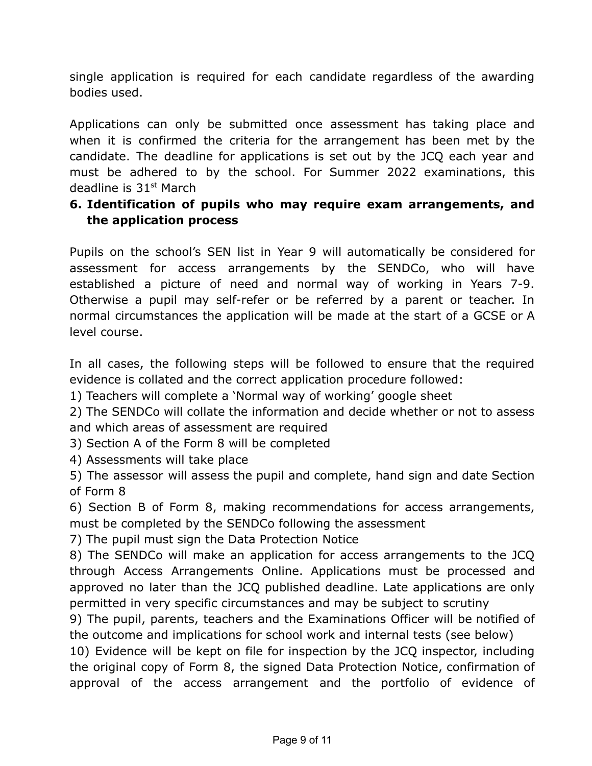single application is required for each candidate regardless of the awarding bodies used.

Applications can only be submitted once assessment has taking place and when it is confirmed the criteria for the arrangement has been met by the candidate. The deadline for applications is set out by the JCQ each year and must be adhered to by the school. For Summer 2022 examinations, this deadline is 31st March

## 6. Identification of pupils who may require exam arrangements, and the application process

Pupils on the school's SEN list in Year 9 will automatically be considered for assessment for access arrangements by the SENDCo, who will have established a picture of need and normal way of working in Years 7-9. Otherwise a pupil may self-refer or be referred by a parent or teacher. In normal circumstances the application will be made at the start of a GCSE or A level course.

In all cases, the following steps will be followed to ensure that the required evidence is collated and the correct application procedure followed:

1) Teachers will complete a 'Normal way of working' google sheet
2) The SENDCo will collate the information and decide whether or not to assess and which areas of assessment are required
3) Section A of the Form 8 will be completed
4) Assessments will take place
5) The assessor will assess the pupil and complete, hand sign and date Section of Form 8
6) Section B of Form 8, making recommendations for access arrangements, must be completed by the SENDCo following the assessment
7) The pupil must sign the Data Protection Notice
8) The SENDCo will make an application for access arrangements to the JCQ through Access Arrangements Online. Applications must be processed and approved no later than the JCQ published deadline. Late applications are only permitted in very specific circumstances and may be subject to scrutiny
9) The pupil, parents, teachers and the Examinations Officer will be notified of the outcome and implications for school work and internal tests (see below)
10) Evidence will be kept on file for inspection by the JCQ inspector, including the original copy of Form 8, the signed Data Protection Notice, confirmation of approval of the access arrangement and the portfolio of evidence of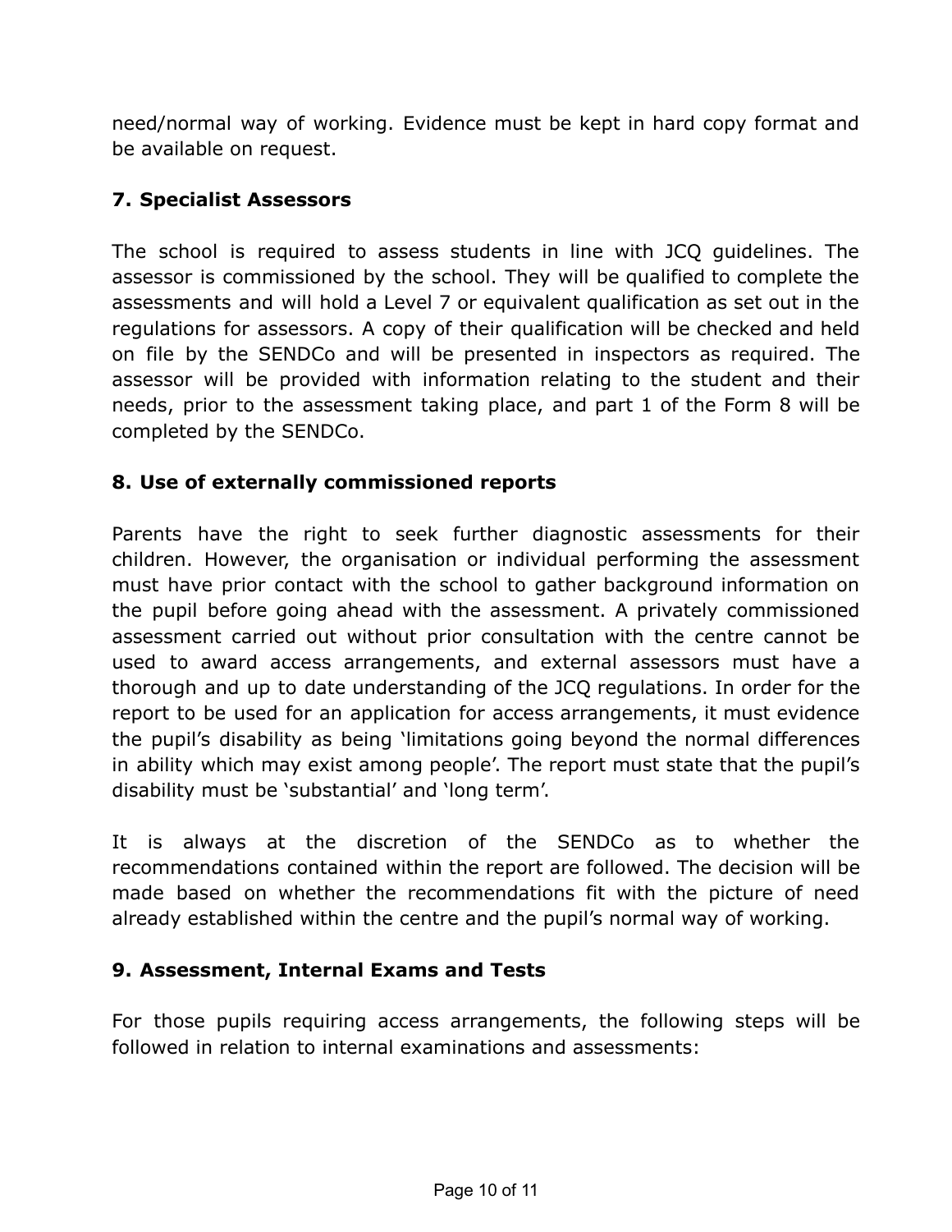need/normal way of working. Evidence must be kept in hard copy format and be available on request.

## 7. Specialist Assessors

The school is required to assess students in line with JCQ guidelines. The assessor is commissioned by the school. They will be qualified to complete the assessments and will hold a Level 7 or equivalent qualification as set out in the regulations for assessors. A copy of their qualification will be checked and held on file by the SENDCo and will be presented in inspectors as required. The assessor will be provided with information relating to the student and their needs, prior to the assessment taking place, and part 1 of the Form 8 will be completed by the SENDCo.

## 8. Use of externally commissioned reports

Parents have the right to seek further diagnostic assessments for their children. However, the organisation or individual performing the assessment must have prior contact with the school to gather background information on the pupil before going ahead with the assessment. A privately commissioned assessment carried out without prior consultation with the centre cannot be used to award access arrangements, and external assessors must have a thorough and up to date understanding of the JCQ regulations. In order for the report to be used for an application for access arrangements, it must evidence the pupil's disability as being 'limitations going beyond the normal differences in ability which may exist among people'. The report must state that the pupil's disability must be 'substantial' and 'long term'.

It is always at the discretion of the SENDCo as to whether the recommendations contained within the report are followed. The decision will be made based on whether the recommendations fit with the picture of need already established within the centre and the pupil's normal way of working.

## 9. Assessment, Internal Exams and Tests

For those pupils requiring access arrangements, the following steps will be followed in relation to internal examinations and assessments: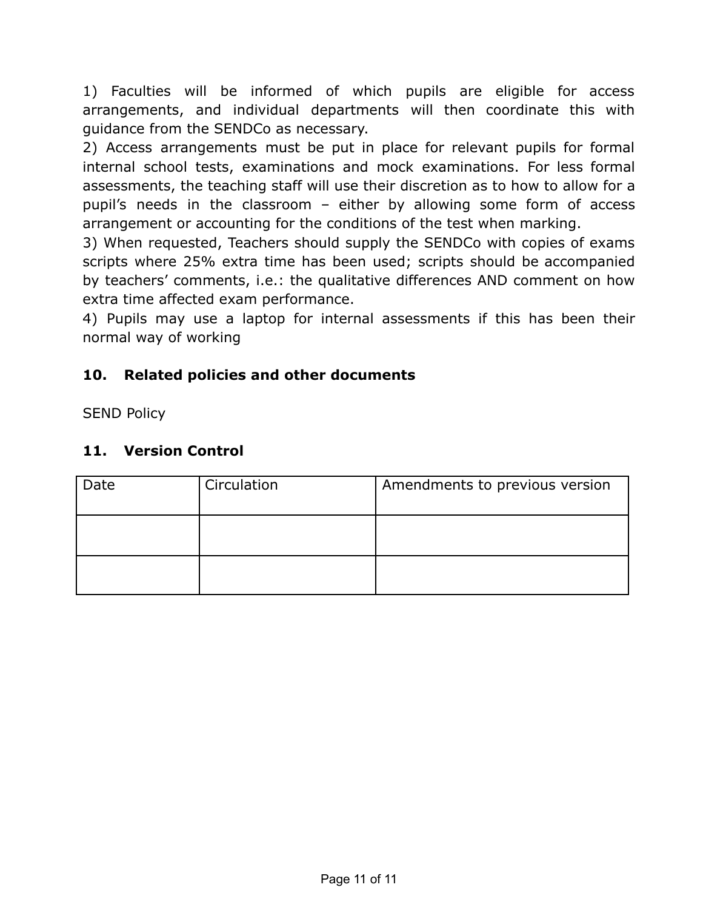1) Faculties will be informed of which pupils are eligible for access arrangements, and individual departments will then coordinate this with guidance from the SENDCo as necessary.

2) Access arrangements must be put in place for relevant pupils for formal internal school tests, examinations and mock examinations. For less formal assessments, the teaching staff will use their discretion as to how to allow for a pupil's needs in the classroom – either by allowing some form of access arrangement or accounting for the conditions of the test when marking.

3) When requested, Teachers should supply the SENDCo with copies of exams scripts where 25% extra time has been used; scripts should be accompanied by teachers' comments, i.e.: the qualitative differences AND comment on how extra time affected exam performance.

4) Pupils may use a laptop for internal assessments if this has been their normal way of working

## 10. Related policies and other documents

SEND Policy

## 11. Version Control

| Date | Circulation | Amendments to previous version |
|---|---|---|
| | | |
| | | |